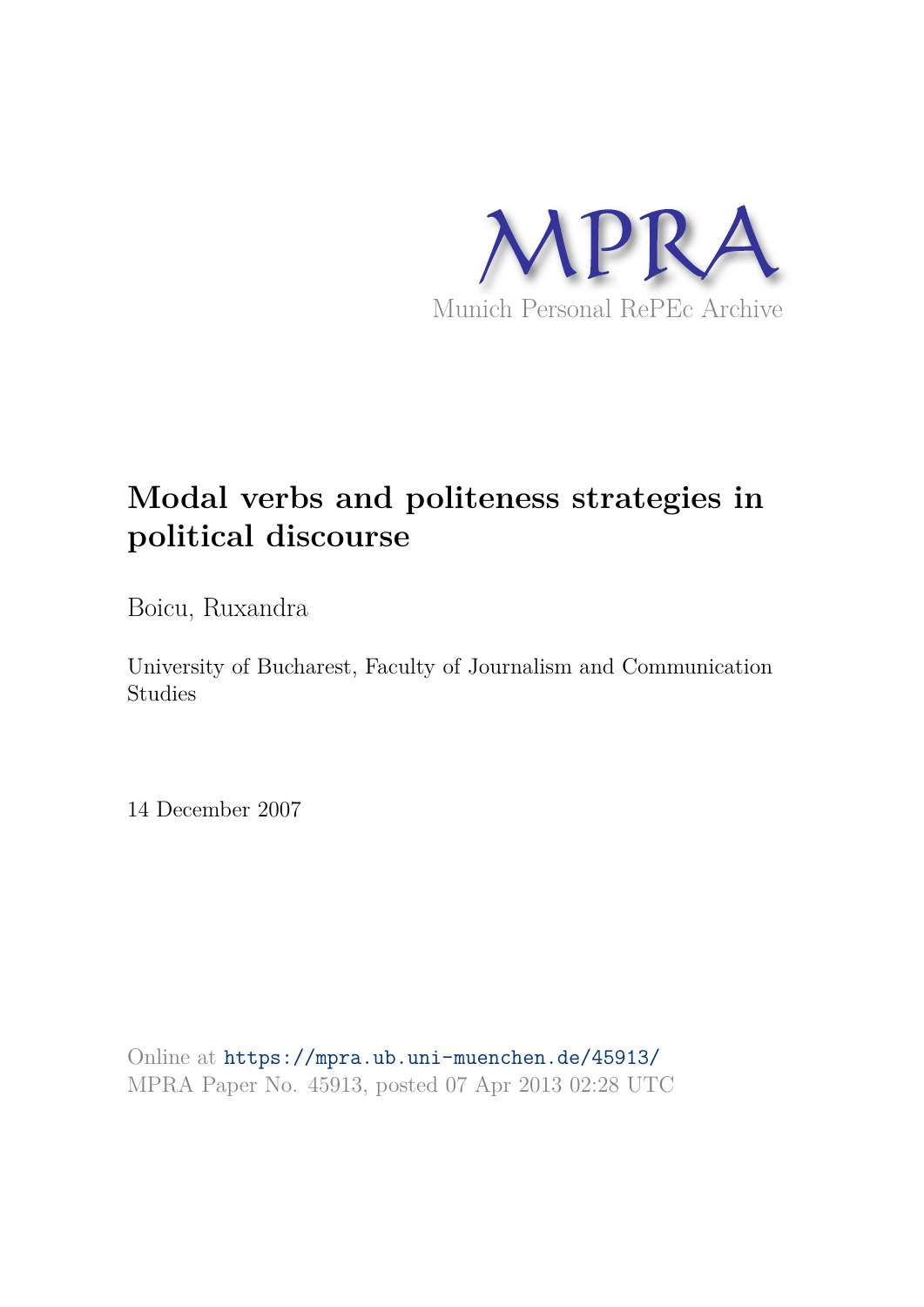MPRA

Munich Personal RePEc Archive

# Modal verbs and politeness strategies in political discourse

Boicu, Ruxandra

University of Bucharest, Faculty of Journalism and Communication Studies

14 December 2007

Online at https://mpra.ub.uni-muenchen.de/45913/
MPRA Paper No. 45913, posted 07 Apr 2013 02:28 UTC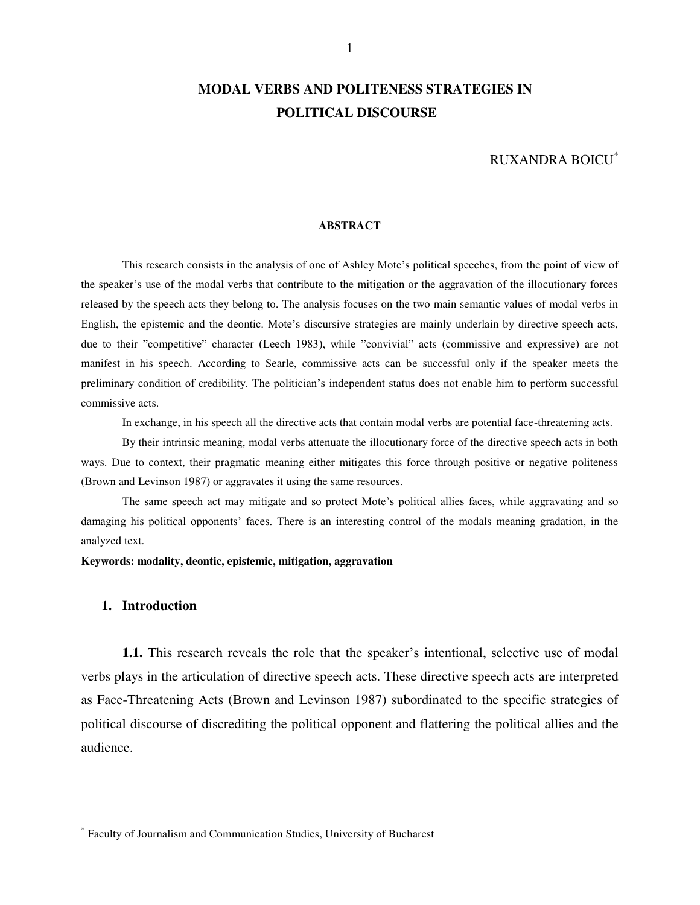# MODAL VERBS AND POLITENESS STRATEGIES IN POLITICAL DISCOURSE

RUXANDRA BOICU[*]

### ABSTRACT

This research consists in the analysis of one of Ashley Mote's political speeches, from the point of view of the speaker's use of the modal verbs that contribute to the mitigation or the aggravation of the illocutionary forces released by the speech acts they belong to. The analysis focuses on the two main semantic values of modal verbs in English, the epistemic and the deontic. Mote's discursive strategies are mainly underlain by directive speech acts, due to their "competitive" character (Leech 1983), while "convivial" acts (commissive and expressive) are not manifest in his speech. According to Searle, commissive acts can be successful only if the speaker meets the preliminary condition of credibility. The politician's independent status does not enable him to perform successful commissive acts.

In exchange, in his speech all the directive acts that contain modal verbs are potential face-threatening acts.

By their intrinsic meaning, modal verbs attenuate the illocutionary force of the directive speech acts in both ways. Due to context, their pragmatic meaning either mitigates this force through positive or negative politeness (Brown and Levinson 1987) or aggravates it using the same resources.

The same speech act may mitigate and so protect Mote's political allies faces, while aggravating and so damaging his political opponents' faces. There is an interesting control of the modals meaning gradation, in the analyzed text.

**Keywords: modality, deontic, epistemic, mitigation, aggravation**

## 1. Introduction

**1.1.** This research reveals the role that the speaker's intentional, selective use of modal verbs plays in the articulation of directive speech acts. These directive speech acts are interpreted as Face-Threatening Acts (Brown and Levinson 1987) subordinated to the specific strategies of political discourse of discrediting the political opponent and flattering the political allies and the audience.

---

[*] Faculty of Journalism and Communication Studies, University of Bucharest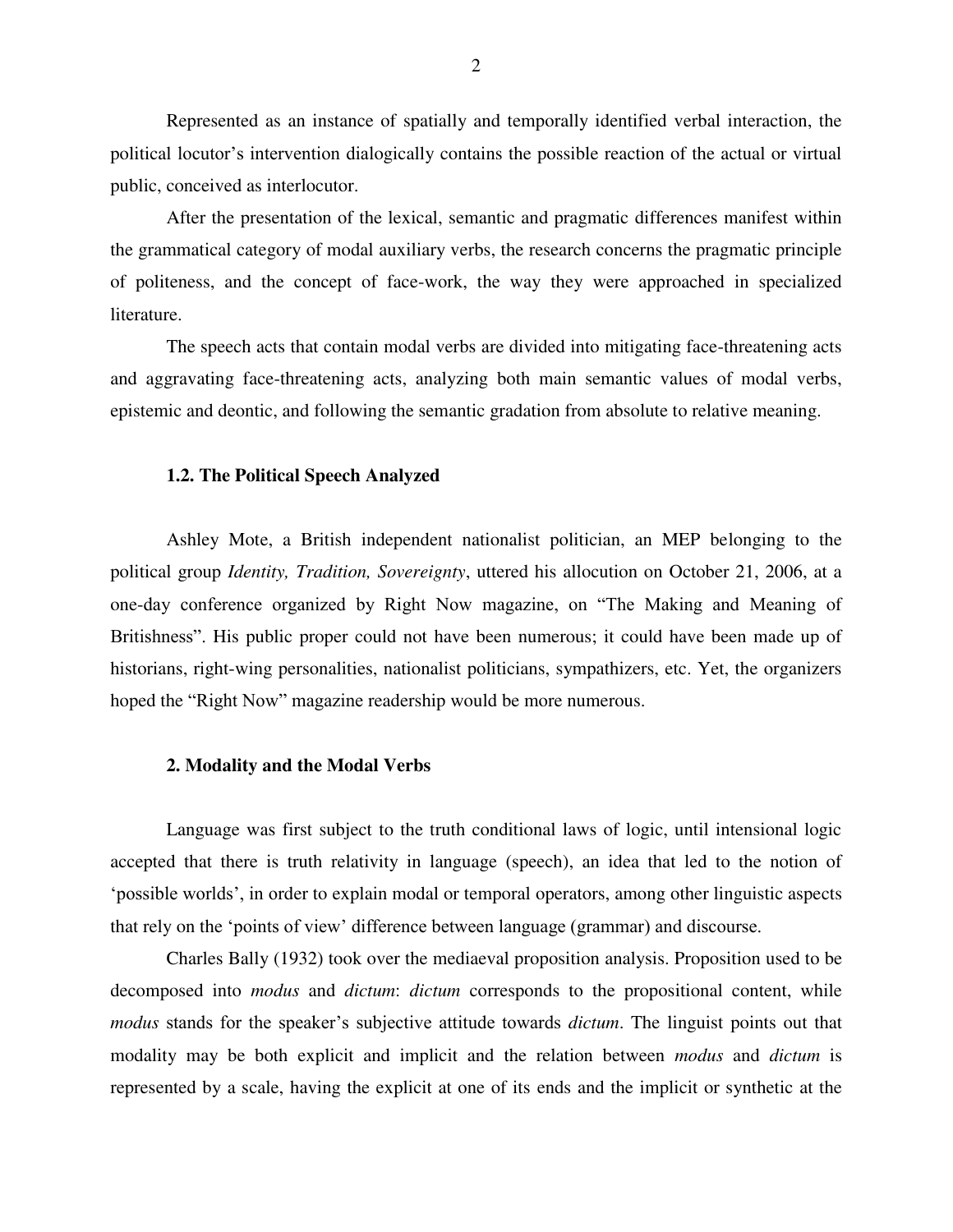Represented as an instance of spatially and temporally identified verbal interaction, the political locutor's intervention dialogically contains the possible reaction of the actual or virtual public, conceived as interlocutor.

After the presentation of the lexical, semantic and pragmatic differences manifest within the grammatical category of modal auxiliary verbs, the research concerns the pragmatic principle of politeness, and the concept of face-work, the way they were approached in specialized literature.

The speech acts that contain modal verbs are divided into mitigating face-threatening acts and aggravating face-threatening acts, analyzing both main semantic values of modal verbs, epistemic and deontic, and following the semantic gradation from absolute to relative meaning.

### 1.2. The Political Speech Analyzed

Ashley Mote, a British independent nationalist politician, an MEP belonging to the political group *Identity, Tradition, Sovereignty*, uttered his allocution on October 21, 2006, at a one-day conference organized by Right Now magazine, on "The Making and Meaning of Britishness". His public proper could not have been numerous; it could have been made up of historians, right-wing personalities, nationalist politicians, sympathizers, etc. Yet, the organizers hoped the "Right Now" magazine readership would be more numerous.

## 2. Modality and the Modal Verbs

Language was first subject to the truth conditional laws of logic, until intensional logic accepted that there is truth relativity in language (speech), an idea that led to the notion of 'possible worlds', in order to explain modal or temporal operators, among other linguistic aspects that rely on the 'points of view' difference between language (grammar) and discourse.

Charles Bally (1932) took over the mediaeval proposition analysis. Proposition used to be decomposed into *modus* and *dictum*: *dictum* corresponds to the propositional content, while *modus* stands for the speaker's subjective attitude towards *dictum*. The linguist points out that modality may be both explicit and implicit and the relation between *modus* and *dictum* is represented by a scale, having the explicit at one of its ends and the implicit or synthetic at the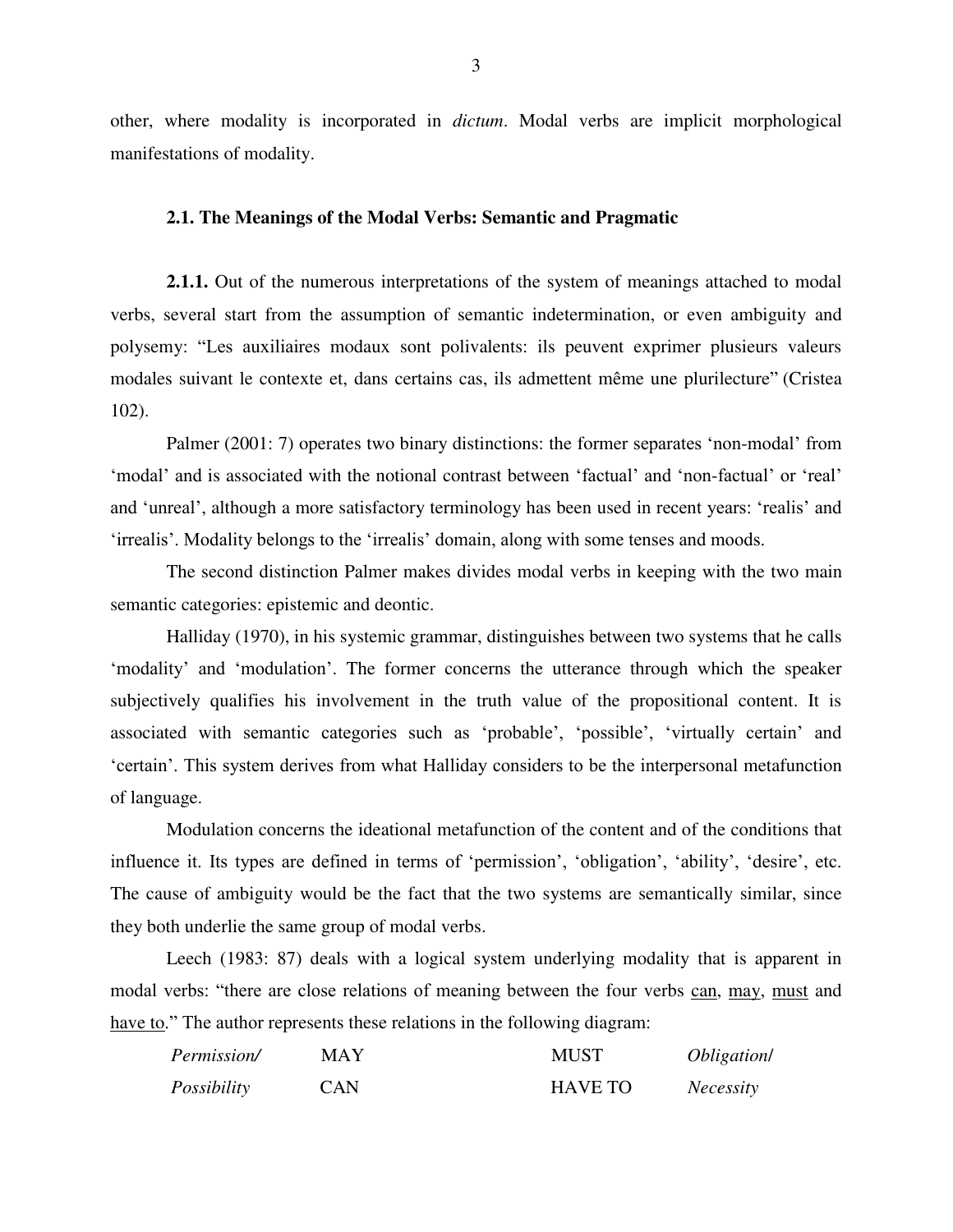other, where modality is incorporated in *dictum*. Modal verbs are implicit morphological manifestations of modality.

### 2.1. The Meanings of the Modal Verbs: Semantic and Pragmatic

**2.1.1.** Out of the numerous interpretations of the system of meanings attached to modal verbs, several start from the assumption of semantic indetermination, or even ambiguity and polysemy: "Les auxiliaires modaux sont polivalents: ils peuvent exprimer plusieurs valeurs modales suivant le contexte et, dans certains cas, ils admettent même une plurilecture" (Cristea 102).

Palmer (2001: 7) operates two binary distinctions: the former separates 'non-modal' from 'modal' and is associated with the notional contrast between 'factual' and 'non-factual' or 'real' and 'unreal', although a more satisfactory terminology has been used in recent years: 'realis' and 'irrealis'. Modality belongs to the 'irrealis' domain, along with some tenses and moods.

The second distinction Palmer makes divides modal verbs in keeping with the two main semantic categories: epistemic and deontic.

Halliday (1970), in his systemic grammar, distinguishes between two systems that he calls 'modality' and 'modulation'. The former concerns the utterance through which the speaker subjectively qualifies his involvement in the truth value of the propositional content. It is associated with semantic categories such as 'probable', 'possible', 'virtually certain' and 'certain'. This system derives from what Halliday considers to be the interpersonal metafunction of language.

Modulation concerns the ideational metafunction of the content and of the conditions that influence it. Its types are defined in terms of 'permission', 'obligation', 'ability', 'desire', etc. The cause of ambiguity would be the fact that the two systems are semantically similar, since they both underlie the same group of modal verbs.

Leech (1983: 87) deals with a logical system underlying modality that is apparent in modal verbs: "there are close relations of meaning between the four verbs can, may, must and have to." The author represents these relations in the following diagram:

| | | | |
|---|---|---|---|
| *Permission/* | MAY | MUST | *Obligation/* |
| *Possibility* | CAN | HAVE TO | *Necessity* |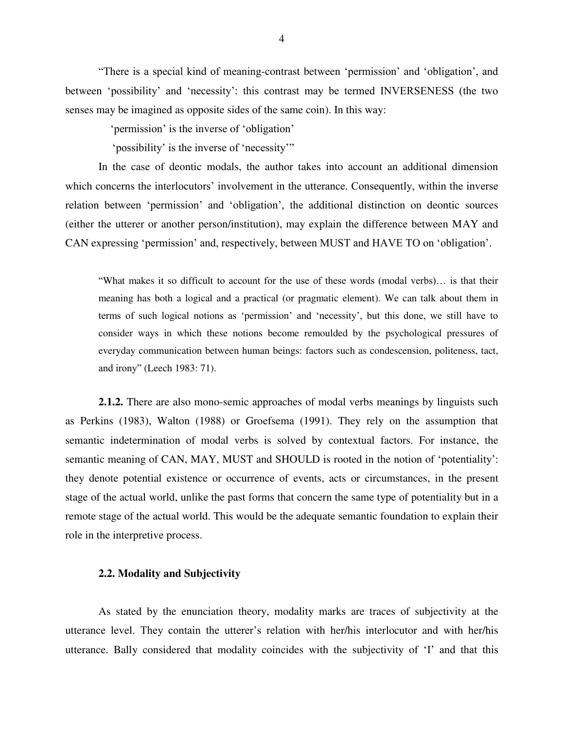"There is a special kind of meaning-contrast between 'permission' and 'obligation', and between 'possibility' and 'necessity': this contrast may be termed INVERSENESS (the two senses may be imagined as opposite sides of the same coin). In this way:

'permission' is the inverse of 'obligation'

'possibility' is the inverse of 'necessity'"

In the case of deontic modals, the author takes into account an additional dimension which concerns the interlocutors' involvement in the utterance. Consequently, within the inverse relation between 'permission' and 'obligation', the additional distinction on deontic sources (either the utterer or another person/institution), may explain the difference between MAY and CAN expressing 'permission' and, respectively, between MUST and HAVE TO on 'obligation'.

> "What makes it so difficult to account for the use of these words (modal verbs)… is that their meaning has both a logical and a practical (or pragmatic element). We can talk about them in terms of such logical notions as 'permission' and 'necessity', but this done, we still have to consider ways in which these notions become remoulded by the psychological pressures of everyday communication between human beings: factors such as condescension, politeness, tact, and irony" (Leech 1983: 71).

**2.1.2.** There are also mono-semic approaches of modal verbs meanings by linguists such as Perkins (1983), Walton (1988) or Groefsema (1991). They rely on the assumption that semantic indetermination of modal verbs is solved by contextual factors. For instance, the semantic meaning of CAN, MAY, MUST and SHOULD is rooted in the notion of 'potentiality': they denote potential existence or occurrence of events, acts or circumstances, in the present stage of the actual world, unlike the past forms that concern the same type of potentiality but in a remote stage of the actual world. This would be the adequate semantic foundation to explain their role in the interpretive process.

### 2.2. Modality and Subjectivity

As stated by the enunciation theory, modality marks are traces of subjectivity at the utterance level. They contain the utterer's relation with her/his interlocutor and with her/his utterance. Bally considered that modality coincides with the subjectivity of 'I' and that this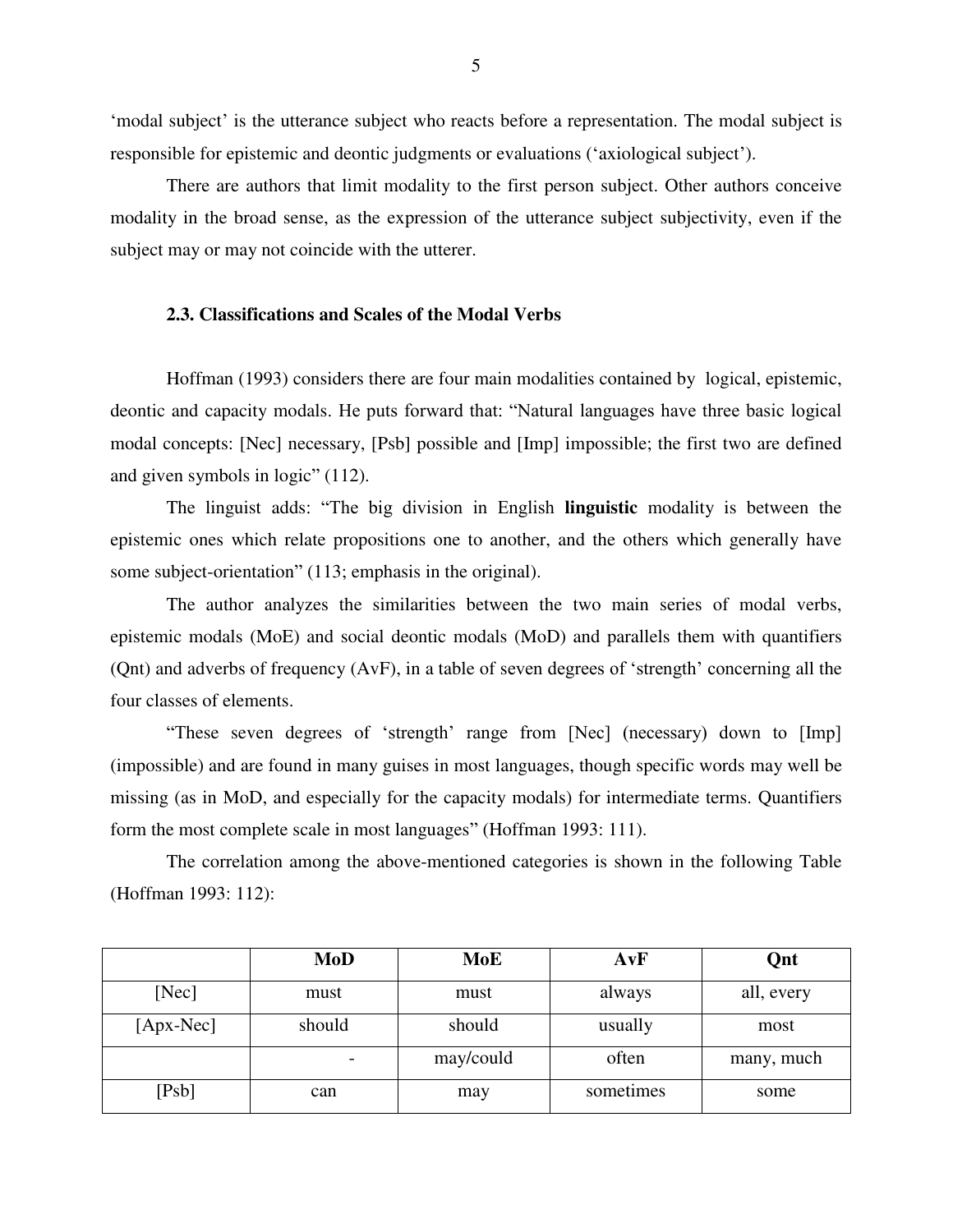'modal subject' is the utterance subject who reacts before a representation. The modal subject is responsible for epistemic and deontic judgments or evaluations ('axiological subject').

There are authors that limit modality to the first person subject. Other authors conceive modality in the broad sense, as the expression of the utterance subject subjectivity, even if the subject may or may not coincide with the utterer.

### 2.3. Classifications and Scales of the Modal Verbs

Hoffman (1993) considers there are four main modalities contained by logical, epistemic, deontic and capacity modals. He puts forward that: "Natural languages have three basic logical modal concepts: [Nec] necessary, [Psb] possible and [Imp] impossible; the first two are defined and given symbols in logic" (112).

The linguist adds: "The big division in English **linguistic** modality is between the epistemic ones which relate propositions one to another, and the others which generally have some subject-orientation" (113; emphasis in the original).

The author analyzes the similarities between the two main series of modal verbs, epistemic modals (MoE) and social deontic modals (MoD) and parallels them with quantifiers (Qnt) and adverbs of frequency (AvF), in a table of seven degrees of 'strength' concerning all the four classes of elements.

"These seven degrees of 'strength' range from [Nec] (necessary) down to [Imp] (impossible) and are found in many guises in most languages, though specific words may well be missing (as in MoD, and especially for the capacity modals) for intermediate terms. Quantifiers form the most complete scale in most languages" (Hoffman 1993: 111).

The correlation among the above-mentioned categories is shown in the following Table (Hoffman 1993: 112):

| | **MoD** | **MoE** | **AvF** | **Qnt** |
|---|---|---|---|---|
| [Nec] | must | must | always | all, every |
| [Apx-Nec] | should | should | usually | most |
| | - | may/could | often | many, much |
| [Psb] | can | may | sometimes | some |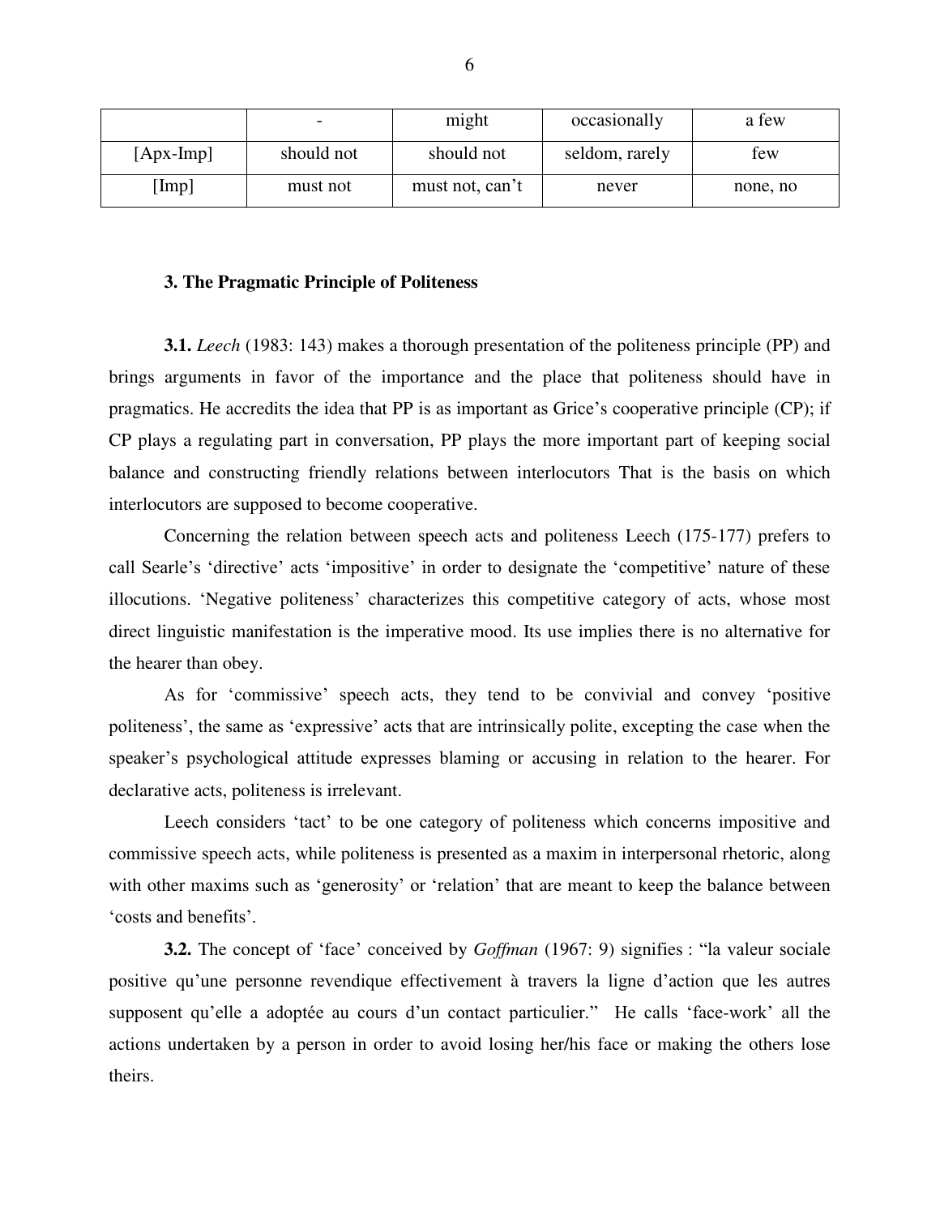|  | - | might | occasionally | a few |
| --- | --- | --- | --- | --- |
| [Apx-Imp] | should not | should not | seldom, rarely | few |
| [Imp] | must not | must not, can't | never | none, no |

### 3. The Pragmatic Principle of Politeness

**3.1.** *Leech* (1983: 143) makes a thorough presentation of the politeness principle (PP) and brings arguments in favor of the importance and the place that politeness should have in pragmatics. He accredits the idea that PP is as important as Grice's cooperative principle (CP); if CP plays a regulating part in conversation, PP plays the more important part of keeping social balance and constructing friendly relations between interlocutors That is the basis on which interlocutors are supposed to become cooperative.

Concerning the relation between speech acts and politeness Leech (175-177) prefers to call Searle's 'directive' acts 'impositive' in order to designate the 'competitive' nature of these illocutions. 'Negative politeness' characterizes this competitive category of acts, whose most direct linguistic manifestation is the imperative mood. Its use implies there is no alternative for the hearer than obey.

As for 'commissive' speech acts, they tend to be convivial and convey 'positive politeness', the same as 'expressive' acts that are intrinsically polite, excepting the case when the speaker's psychological attitude expresses blaming or accusing in relation to the hearer. For declarative acts, politeness is irrelevant.

Leech considers 'tact' to be one category of politeness which concerns impositive and commissive speech acts, while politeness is presented as a maxim in interpersonal rhetoric, along with other maxims such as 'generosity' or 'relation' that are meant to keep the balance between 'costs and benefits'.

**3.2.** The concept of 'face' conceived by *Goffman* (1967: 9) signifies : "la valeur sociale positive qu'une personne revendique effectivement à travers la ligne d'action que les autres supposent qu'elle a adoptée au cours d'un contact particulier." He calls 'face-work' all the actions undertaken by a person in order to avoid losing her/his face or making the others lose theirs.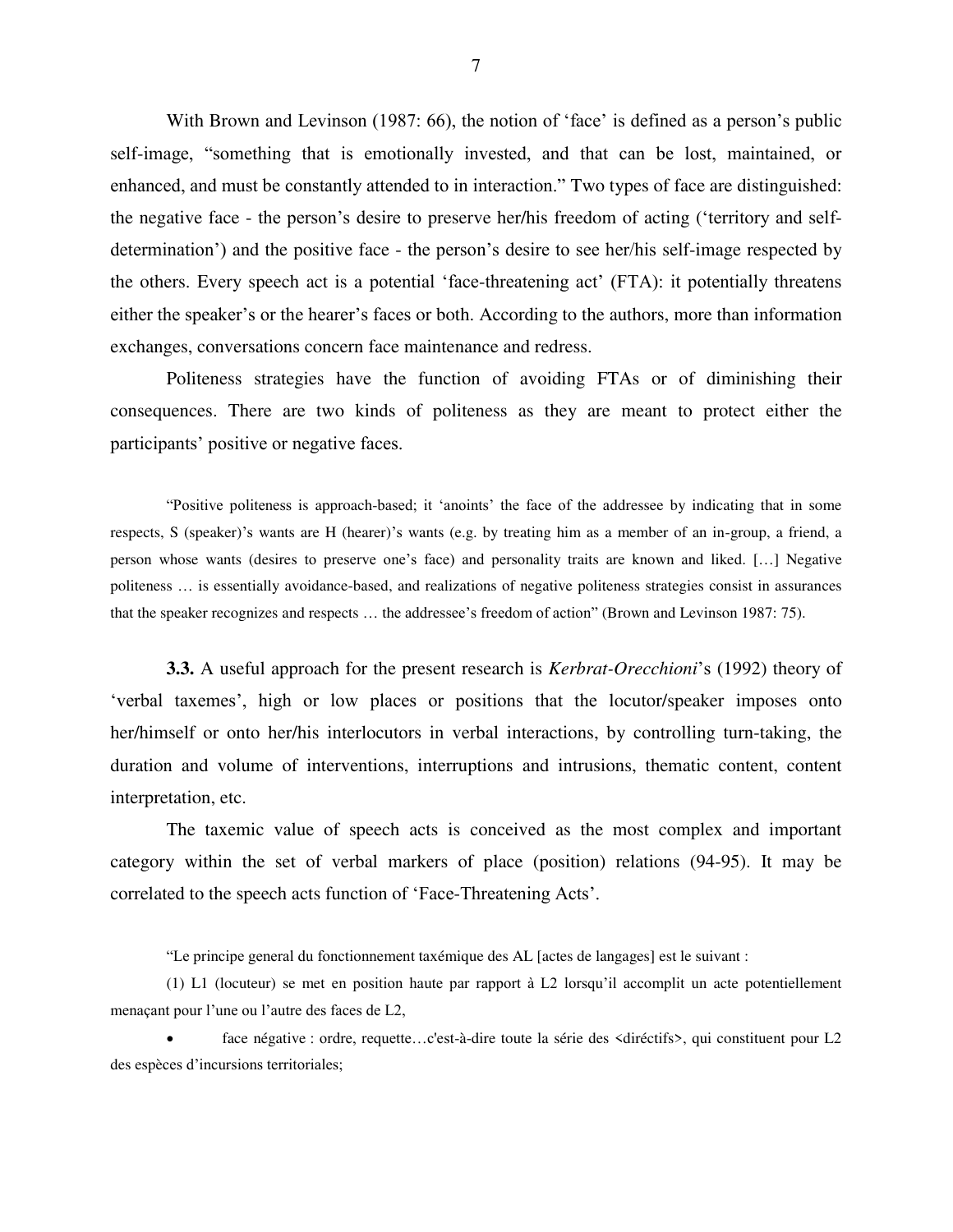With Brown and Levinson (1987: 66), the notion of 'face' is defined as a person's public self-image, "something that is emotionally invested, and that can be lost, maintained, or enhanced, and must be constantly attended to in interaction." Two types of face are distinguished: the negative face - the person's desire to preserve her/his freedom of acting ('territory and self-determination') and the positive face - the person's desire to see her/his self-image respected by the others. Every speech act is a potential 'face-threatening act' (FTA): it potentially threatens either the speaker's or the hearer's faces or both. According to the authors, more than information exchanges, conversations concern face maintenance and redress.

Politeness strategies have the function of avoiding FTAs or of diminishing their consequences. There are two kinds of politeness as they are meant to protect either the participants' positive or negative faces.

> "Positive politeness is approach-based; it 'anoints' the face of the addressee by indicating that in some respects, S (speaker)'s wants are H (hearer)'s wants (e.g. by treating him as a member of an in-group, a friend, a person whose wants (desires to preserve one's face) and personality traits are known and liked. […] Negative politeness … is essentially avoidance-based, and realizations of negative politeness strategies consist in assurances that the speaker recognizes and respects … the addressee's freedom of action" (Brown and Levinson 1987: 75).

**3.3.** A useful approach for the present research is *Kerbrat-Orecchioni*'s (1992) theory of 'verbal taxemes', high or low places or positions that the locutor/speaker imposes onto her/himself or onto her/his interlocutors in verbal interactions, by controlling turn-taking, the duration and volume of interventions, interruptions and intrusions, thematic content, content interpretation, etc.

The taxemic value of speech acts is conceived as the most complex and important category within the set of verbal markers of place (position) relations (94-95). It may be correlated to the speech acts function of 'Face-Threatening Acts'.

> "Le principe general du fonctionnement taxémique des AL [actes de langages] est le suivant :
>
> (1) L1 (locuteur) se met en position haute par rapport à L2 lorsqu'il accomplit un acte potentiellement menaçant pour l'une ou l'autre des faces de L2,
>
> - face négative : ordre, requette…c'est-à-dire toute la série des <diréctifs>, qui constituent pour L2 des espèces d'incursions territoriales;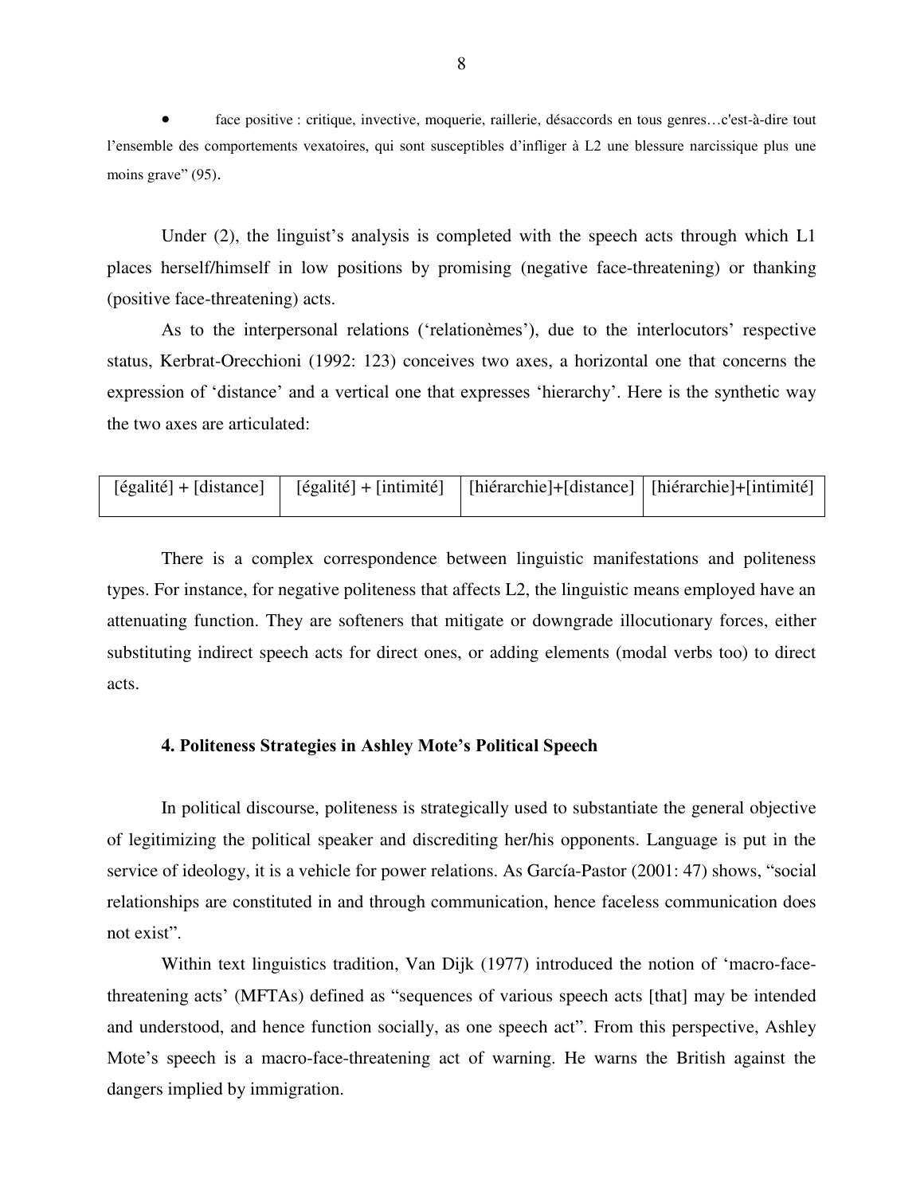- face positive : critique, invective, moquerie, raillerie, désaccords en tous genres…c'est-à-dire tout l'ensemble des comportements vexatoires, qui sont susceptibles d'infliger à L2 une blessure narcissique plus une moins grave" (95).

Under (2), the linguist's analysis is completed with the speech acts through which L1 places herself/himself in low positions by promising (negative face-threatening) or thanking (positive face-threatening) acts.

As to the interpersonal relations ('relationèmes'), due to the interlocutors' respective status, Kerbrat-Orecchioni (1992: 123) conceives two axes, a horizontal one that concerns the expression of 'distance' and a vertical one that expresses 'hierarchy'. Here is the synthetic way the two axes are articulated:

| [égalité] + [distance] | [égalité] + [intimité] | [hiérarchie]+[distance] | [hiérarchie]+[intimité] |
|---|---|---|---|

There is a complex correspondence between linguistic manifestations and politeness types. For instance, for negative politeness that affects L2, the linguistic means employed have an attenuating function. They are softeners that mitigate or downgrade illocutionary forces, either substituting indirect speech acts for direct ones, or adding elements (modal verbs too) to direct acts.

### 4. Politeness Strategies in Ashley Mote's Political Speech

In political discourse, politeness is strategically used to substantiate the general objective of legitimizing the political speaker and discrediting her/his opponents. Language is put in the service of ideology, it is a vehicle for power relations. As García-Pastor (2001: 47) shows, "social relationships are constituted in and through communication, hence faceless communication does not exist".

Within text linguistics tradition, Van Dijk (1977) introduced the notion of 'macro-face-threatening acts' (MFTAs) defined as "sequences of various speech acts [that] may be intended and understood, and hence function socially, as one speech act". From this perspective, Ashley Mote's speech is a macro-face-threatening act of warning. He warns the British against the dangers implied by immigration.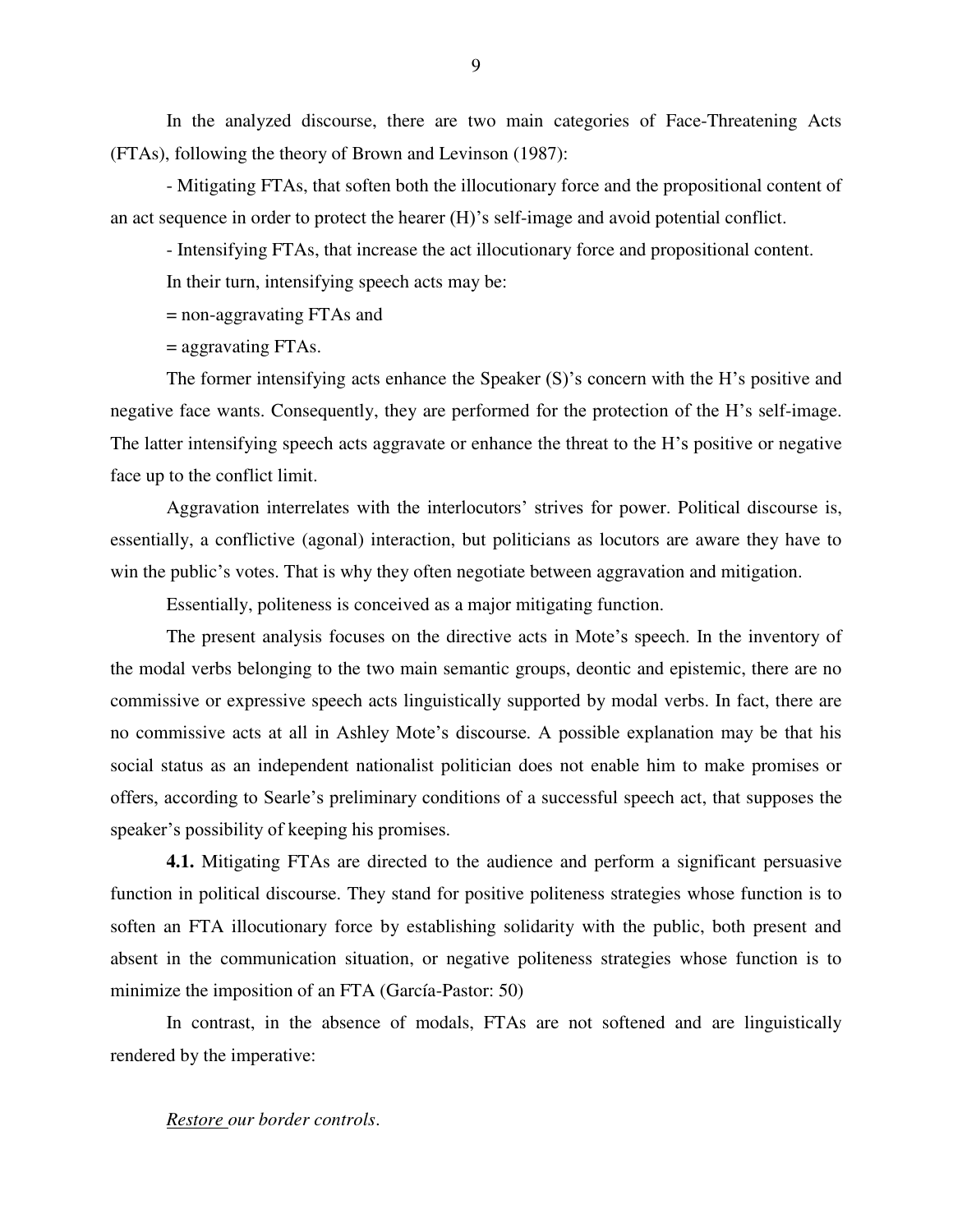In the analyzed discourse, there are two main categories of Face-Threatening Acts (FTAs), following the theory of Brown and Levinson (1987):

- Mitigating FTAs, that soften both the illocutionary force and the propositional content of an act sequence in order to protect the hearer (H)'s self-image and avoid potential conflict.

- Intensifying FTAs, that increase the act illocutionary force and propositional content.

In their turn, intensifying speech acts may be:

= non-aggravating FTAs and

= aggravating FTAs.

The former intensifying acts enhance the Speaker (S)'s concern with the H's positive and negative face wants. Consequently, they are performed for the protection of the H's self-image. The latter intensifying speech acts aggravate or enhance the threat to the H's positive or negative face up to the conflict limit.

Aggravation interrelates with the interlocutors' strives for power. Political discourse is, essentially, a conflictive (agonal) interaction, but politicians as locutors are aware they have to win the public's votes. That is why they often negotiate between aggravation and mitigation.

Essentially, politeness is conceived as a major mitigating function.

The present analysis focuses on the directive acts in Mote's speech. In the inventory of the modal verbs belonging to the two main semantic groups, deontic and epistemic, there are no commissive or expressive speech acts linguistically supported by modal verbs. In fact, there are no commissive acts at all in Ashley Mote's discourse. A possible explanation may be that his social status as an independent nationalist politician does not enable him to make promises or offers, according to Searle's preliminary conditions of a successful speech act, that supposes the speaker's possibility of keeping his promises.

**4.1.** Mitigating FTAs are directed to the audience and perform a significant persuasive function in political discourse. They stand for positive politeness strategies whose function is to soften an FTA illocutionary force by establishing solidarity with the public, both present and absent in the communication situation, or negative politeness strategies whose function is to minimize the imposition of an FTA (García-Pastor: 50)

In contrast, in the absence of modals, FTAs are not softened and are linguistically rendered by the imperative:

*<u>Restore</u> our border controls*.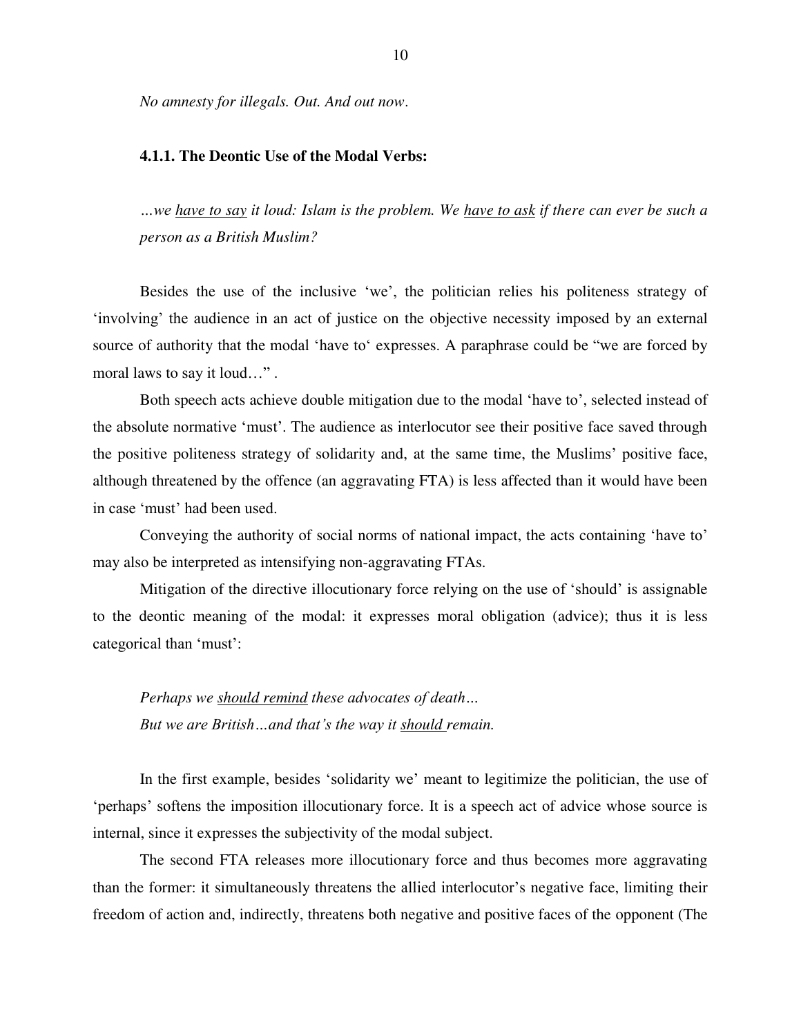*No amnesty for illegals. Out. And out now*.

### 4.1.1. The Deontic Use of the Modal Verbs:

*…we <u>have to say</u> it loud: Islam is the problem. We <u>have to ask</u> if there can ever be such a person as a British Muslim?*

Besides the use of the inclusive 'we', the politician relies his politeness strategy of 'involving' the audience in an act of justice on the objective necessity imposed by an external source of authority that the modal 'have to' expresses. A paraphrase could be "we are forced by moral laws to say it loud…" .

Both speech acts achieve double mitigation due to the modal 'have to', selected instead of the absolute normative 'must'. The audience as interlocutor see their positive face saved through the positive politeness strategy of solidarity and, at the same time, the Muslims' positive face, although threatened by the offence (an aggravating FTA) is less affected than it would have been in case 'must' had been used.

Conveying the authority of social norms of national impact, the acts containing 'have to' may also be interpreted as intensifying non-aggravating FTAs.

Mitigation of the directive illocutionary force relying on the use of 'should' is assignable to the deontic meaning of the modal: it expresses moral obligation (advice); thus it is less categorical than 'must':

*Perhaps we <u>should remind</u> these advocates of death…*
*But we are British…and that's the way it <u>should</u> remain.*

In the first example, besides 'solidarity we' meant to legitimize the politician, the use of 'perhaps' softens the imposition illocutionary force. It is a speech act of advice whose source is internal, since it expresses the subjectivity of the modal subject.

The second FTA releases more illocutionary force and thus becomes more aggravating than the former: it simultaneously threatens the allied interlocutor's negative face, limiting their freedom of action and, indirectly, threatens both negative and positive faces of the opponent (The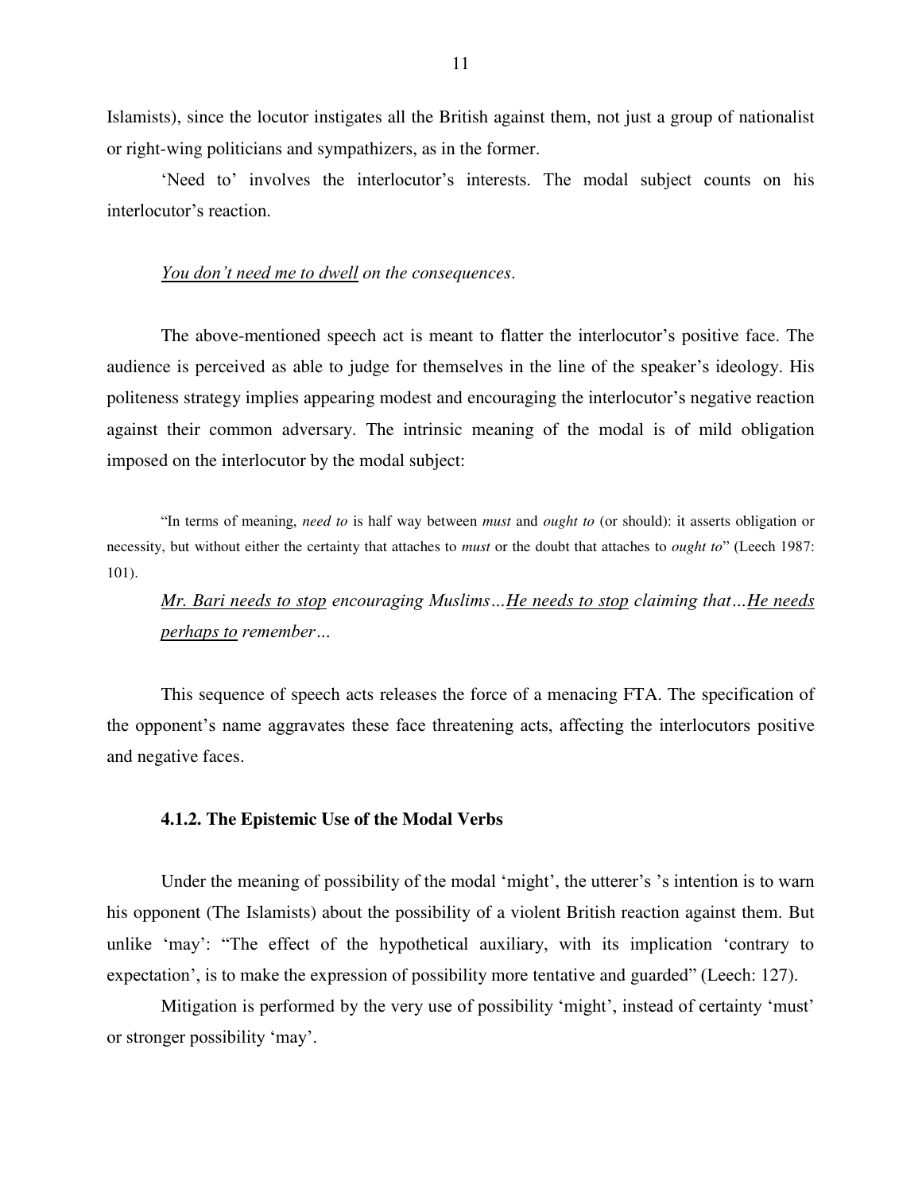Islamists), since the locutor instigates all the British against them, not just a group of nationalist or right-wing politicians and sympathizers, as in the former.

'Need to' involves the interlocutor's interests. The modal subject counts on his interlocutor's reaction.

*<u>You don't need me to dwell</u> on the consequences*.

The above-mentioned speech act is meant to flatter the interlocutor's positive face. The audience is perceived as able to judge for themselves in the line of the speaker's ideology. His politeness strategy implies appearing modest and encouraging the interlocutor's negative reaction against their common adversary. The intrinsic meaning of the modal is of mild obligation imposed on the interlocutor by the modal subject:

> "In terms of meaning, *need to* is half way between *must* and *ought to* (or should): it asserts obligation or necessity, but without either the certainty that attaches to *must* or the doubt that attaches to *ought to*" (Leech 1987: 101).

*<u>Mr. Bari needs to stop</u> encouraging Muslims…<u>He needs to stop</u> claiming that…<u>He needs perhaps to</u> remember…*

This sequence of speech acts releases the force of a menacing FTA. The specification of the opponent's name aggravates these face threatening acts, affecting the interlocutors positive and negative faces.

### 4.1.2. The Epistemic Use of the Modal Verbs

Under the meaning of possibility of the modal 'might', the utterer's 's intention is to warn his opponent (The Islamists) about the possibility of a violent British reaction against them. But unlike 'may': "The effect of the hypothetical auxiliary, with its implication 'contrary to expectation', is to make the expression of possibility more tentative and guarded" (Leech: 127).

Mitigation is performed by the very use of possibility 'might', instead of certainty 'must' or stronger possibility 'may'.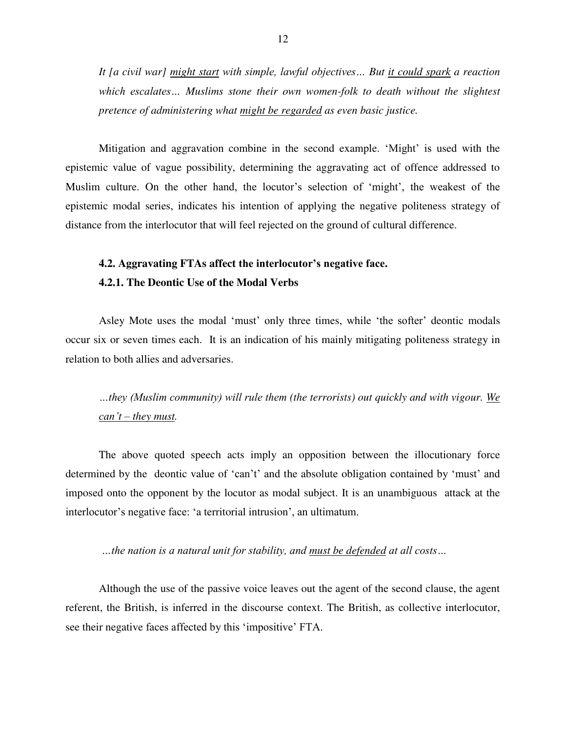*It [a civil war] <u>might start</u> with simple, lawful objectives… But <u>it could spark</u> a reaction which escalates… Muslims stone their own women-folk to death without the slightest pretence of administering what <u>might be regarded</u> as even basic justice.*

Mitigation and aggravation combine in the second example. 'Might' is used with the epistemic value of vague possibility, determining the aggravating act of offence addressed to Muslim culture. On the other hand, the locutor's selection of 'might', the weakest of the epistemic modal series, indicates his intention of applying the negative politeness strategy of distance from the interlocutor that will feel rejected on the ground of cultural difference.

### 4.2. Aggravating FTAs affect the interlocutor's negative face.

#### 4.2.1. The Deontic Use of the Modal Verbs

Asley Mote uses the modal 'must' only three times, while 'the softer' deontic modals occur six or seven times each. It is an indication of his mainly mitigating politeness strategy in relation to both allies and adversaries.

*…they (Muslim community) will rule them (the terrorists) out quickly and with vigour. <u>We can't – they must</u>.*

The above quoted speech acts imply an opposition between the illocutionary force determined by the deontic value of 'can't' and the absolute obligation contained by 'must' and imposed onto the opponent by the locutor as modal subject. It is an unambiguous attack at the interlocutor's negative face: 'a territorial intrusion', an ultimatum.

*…the nation is a natural unit for stability, and <u>must be defended</u> at all costs…*

Although the use of the passive voice leaves out the agent of the second clause, the agent referent, the British, is inferred in the discourse context. The British, as collective interlocutor, see their negative faces affected by this 'impositive' FTA.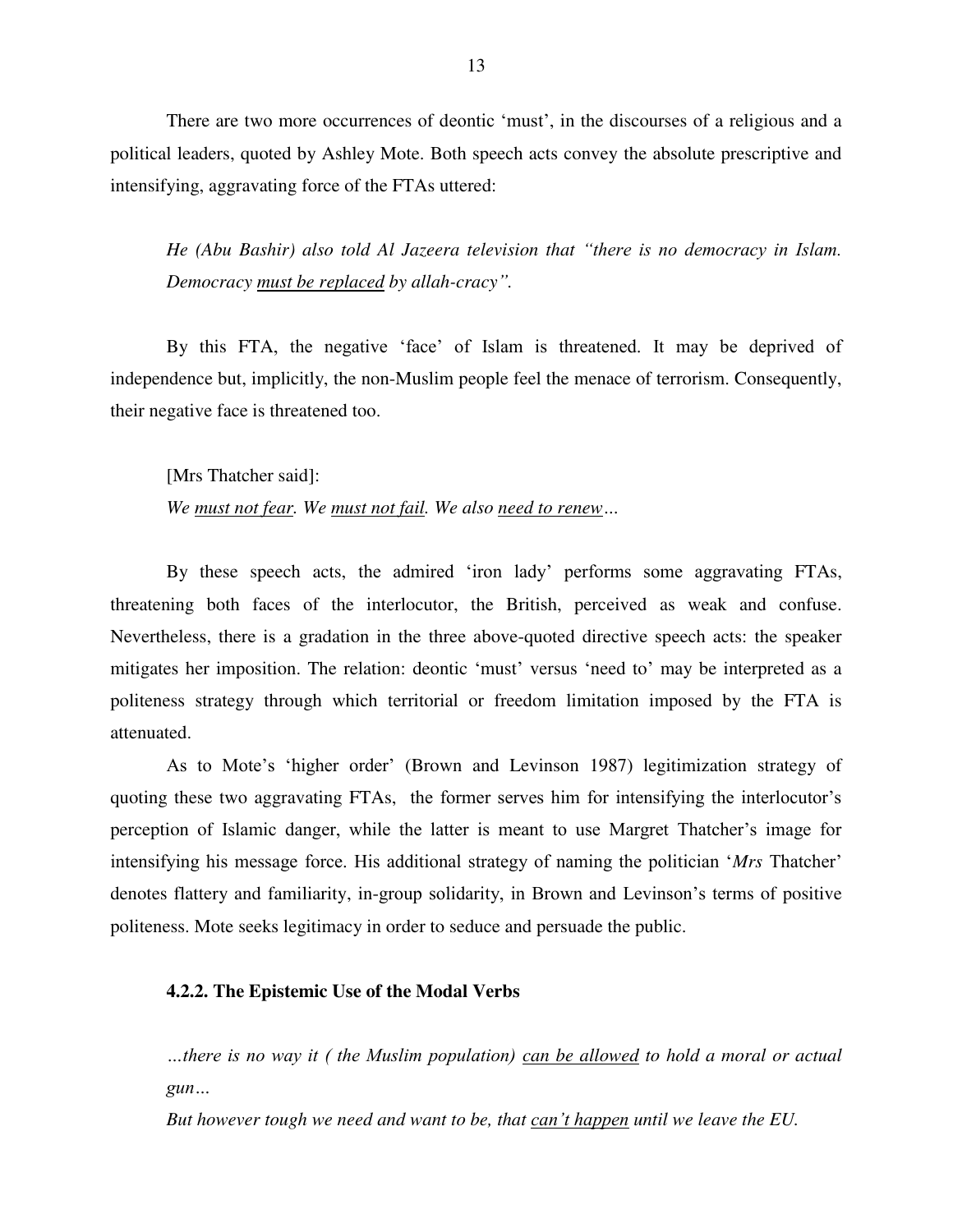There are two more occurrences of deontic 'must', in the discourses of a religious and a political leaders, quoted by Ashley Mote. Both speech acts convey the absolute prescriptive and intensifying, aggravating force of the FTAs uttered:

> *He (Abu Bashir) also told Al Jazeera television that "there is no democracy in Islam. Democracy <u>must be replaced</u> by allah-cracy".*

By this FTA, the negative 'face' of Islam is threatened. It may be deprived of independence but, implicitly, the non-Muslim people feel the menace of terrorism. Consequently, their negative face is threatened too.

> [Mrs Thatcher said]:
>
> *We <u>must not fear</u>. We <u>must not fail</u>. We also <u>need to renew</u>…*

By these speech acts, the admired 'iron lady' performs some aggravating FTAs, threatening both faces of the interlocutor, the British, perceived as weak and confuse. Nevertheless, there is a gradation in the three above-quoted directive speech acts: the speaker mitigates her imposition. The relation: deontic 'must' versus 'need to' may be interpreted as a politeness strategy through which territorial or freedom limitation imposed by the FTA is attenuated.

As to Mote's 'higher order' (Brown and Levinson 1987) legitimization strategy of quoting these two aggravating FTAs, the former serves him for intensifying the interlocutor's perception of Islamic danger, while the latter is meant to use Margret Thatcher's image for intensifying his message force. His additional strategy of naming the politician '*Mrs* Thatcher' denotes flattery and familiarity, in-group solidarity, in Brown and Levinson's terms of positive politeness. Mote seeks legitimacy in order to seduce and persuade the public.

#### 4.2.2. The Epistemic Use of the Modal Verbs

> *…there is no way it ( the Muslim population) <u>can be allowed</u> to hold a moral or actual gun…*
>
> *But however tough we need and want to be, that <u>can't happen</u> until we leave the EU.*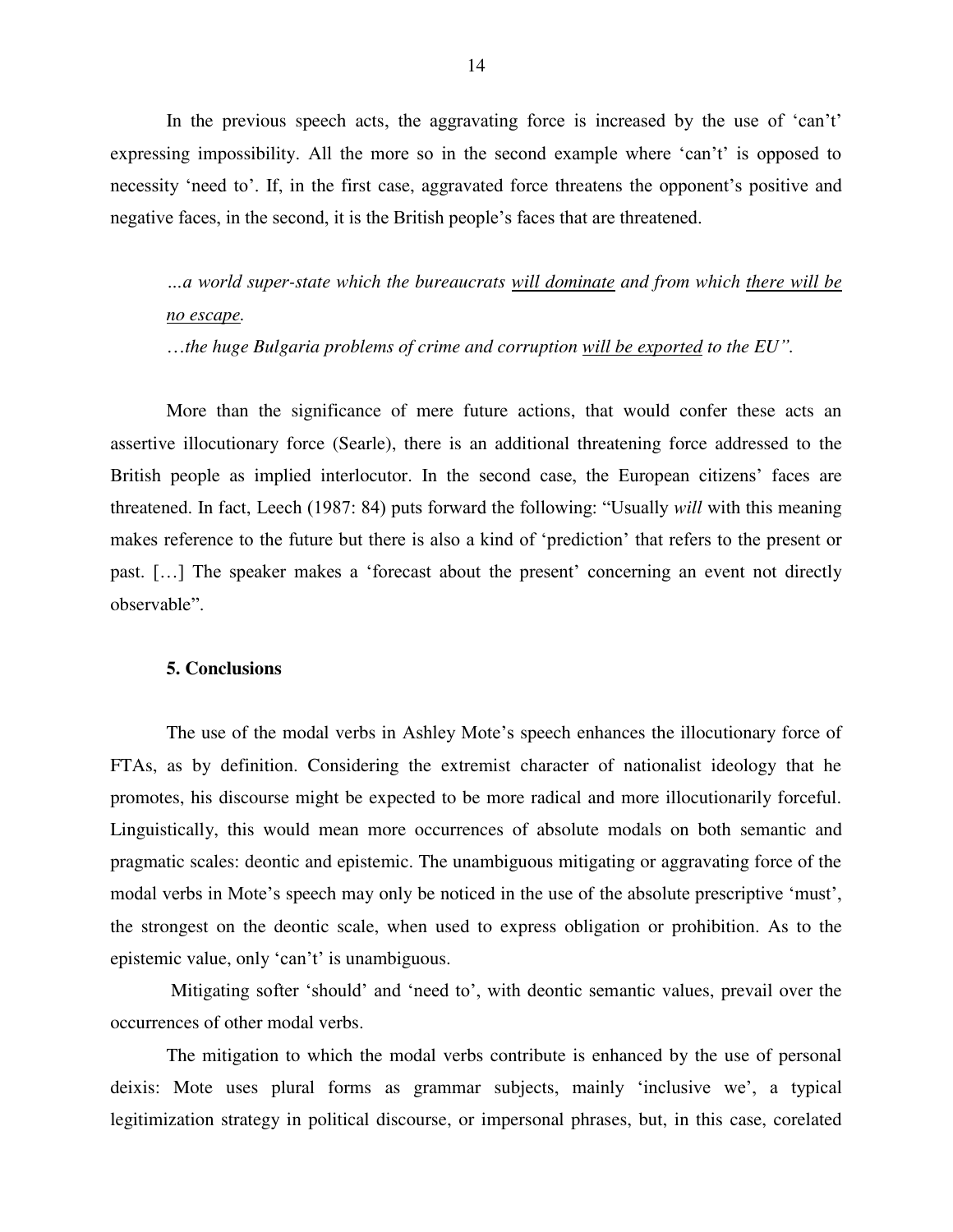In the previous speech acts, the aggravating force is increased by the use of 'can't' expressing impossibility. All the more so in the second example where 'can't' is opposed to necessity 'need to'. If, in the first case, aggravated force threatens the opponent's positive and negative faces, in the second, it is the British people's faces that are threatened.

> *…a world super-state which the bureaucrats <u>will dominate</u> and from which <u>there will be no escape</u>.*
>
> *…the huge Bulgaria problems of crime and corruption <u>will be exported</u> to the EU".*

More than the significance of mere future actions, that would confer these acts an assertive illocutionary force (Searle), there is an additional threatening force addressed to the British people as implied interlocutor. In the second case, the European citizens' faces are threatened. In fact, Leech (1987: 84) puts forward the following: "Usually *will* with this meaning makes reference to the future but there is also a kind of 'prediction' that refers to the present or past. […] The speaker makes a 'forecast about the present' concerning an event not directly observable".

## 5. Conclusions

The use of the modal verbs in Ashley Mote's speech enhances the illocutionary force of FTAs, as by definition. Considering the extremist character of nationalist ideology that he promotes, his discourse might be expected to be more radical and more illocutionarily forceful. Linguistically, this would mean more occurrences of absolute modals on both semantic and pragmatic scales: deontic and epistemic. The unambiguous mitigating or aggravating force of the modal verbs in Mote's speech may only be noticed in the use of the absolute prescriptive 'must', the strongest on the deontic scale, when used to express obligation or prohibition. As to the epistemic value, only 'can't' is unambiguous.

Mitigating softer 'should' and 'need to', with deontic semantic values, prevail over the occurrences of other modal verbs.

The mitigation to which the modal verbs contribute is enhanced by the use of personal deixis: Mote uses plural forms as grammar subjects, mainly 'inclusive we', a typical legitimization strategy in political discourse, or impersonal phrases, but, in this case, corelated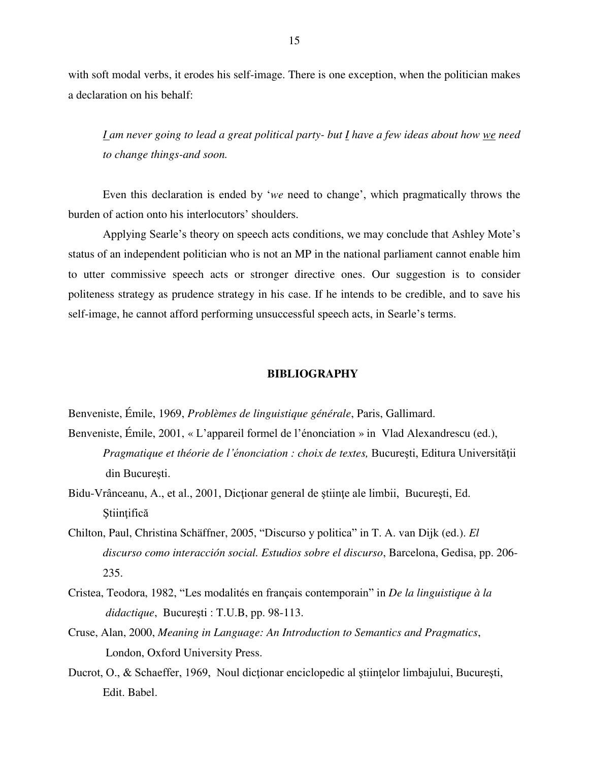with soft modal verbs, it erodes his self-image. There is one exception, when the politician makes a declaration on his behalf:

> *<u>I</u> am never going to lead a great political party- but <u>I</u> have a few ideas about how <u>we</u> need to change things-and soon.*

Even this declaration is ended by '*we* need to change', which pragmatically throws the burden of action onto his interlocutors' shoulders.

Applying Searle's theory on speech acts conditions, we may conclude that Ashley Mote's status of an independent politician who is not an MP in the national parliament cannot enable him to utter commissive speech acts or stronger directive ones. Our suggestion is to consider politeness strategy as prudence strategy in his case. If he intends to be credible, and to save his self-image, he cannot afford performing unsuccessful speech acts, in Searle's terms.

## BIBLIOGRAPHY

Benveniste, Émile, 1969, *Problèmes de linguistique générale*, Paris, Gallimard.

Benveniste, Émile, 2001, « L'appareil formel de l'énonciation » in Vlad Alexandrescu (ed.), *Pragmatique et théorie de l'énonciation : choix de textes,* Bucureşti, Editura Universităţii din Bucureşti.

Bidu-Vrânceanu, A., et al., 2001, Dicţionar general de ştiinţe ale limbii, Bucureşti, Ed. Ştiinţifică

Chilton, Paul, Christina Schäffner, 2005, "Discurso y politica" in T. A. van Dijk (ed.). *El discurso como interacción social. Estudios sobre el discurso*, Barcelona, Gedisa, pp. 206-235.

Cristea, Teodora, 1982, "Les modalités en français contemporain" in *De la linguistique à la didactique*, Bucureşti : T.U.B, pp. 98-113.

Cruse, Alan, 2000, *Meaning in Language: An Introduction to Semantics and Pragmatics*, London, Oxford University Press.

Ducrot, O., & Schaeffer, 1969, Noul dicţionar enciclopedic al ştiinţelor limbajului, Bucureşti, Edit. Babel.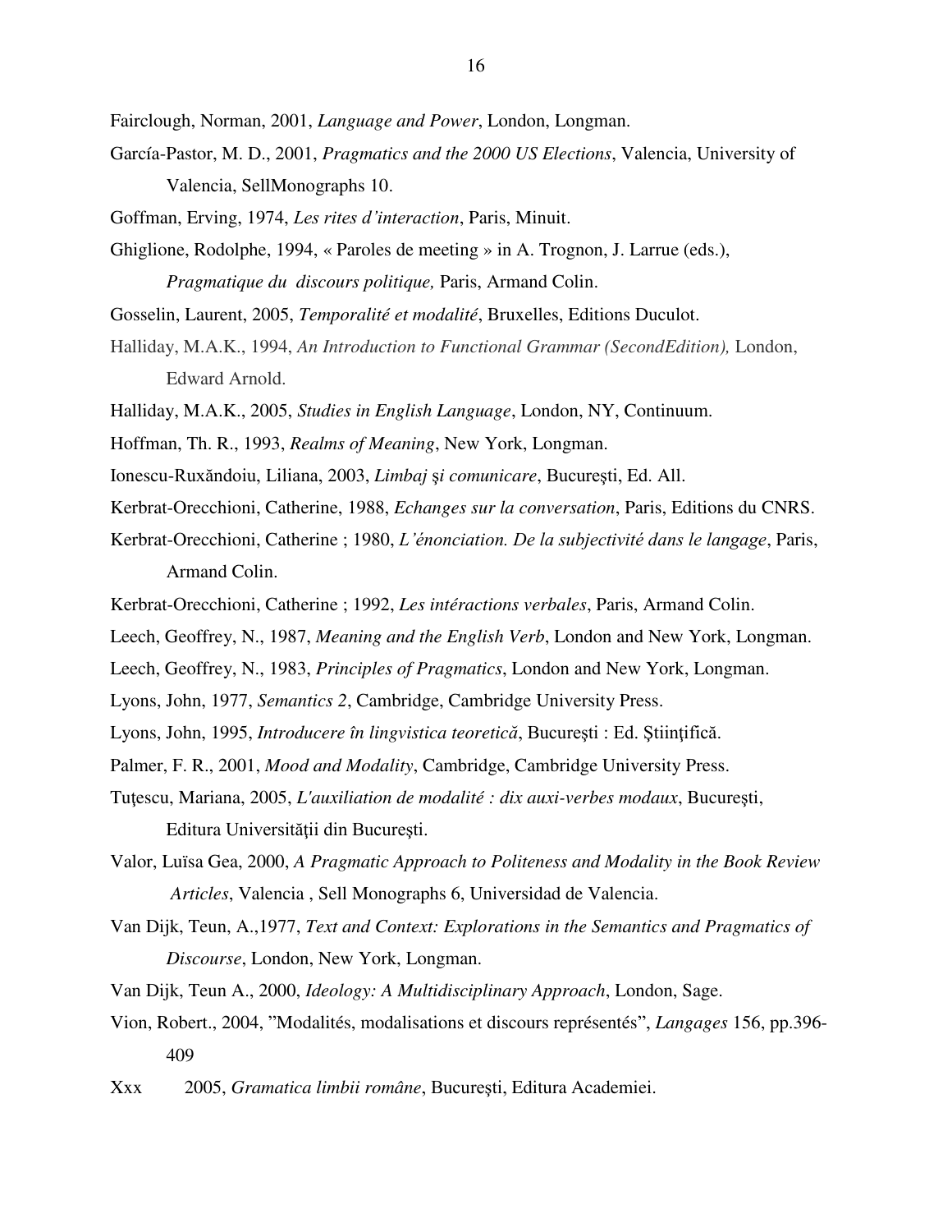Fairclough, Norman, 2001, *Language and Power*, London, Longman.

García-Pastor, M. D., 2001, *Pragmatics and the 2000 US Elections*, Valencia, University of Valencia, SellMonographs 10.

Goffman, Erving, 1974, *Les rites d'interaction*, Paris, Minuit.

Ghiglione, Rodolphe, 1994, « Paroles de meeting » in A. Trognon, J. Larrue (eds.), *Pragmatique du  discours politique,* Paris, Armand Colin.

Gosselin, Laurent, 2005, *Temporalité et modalité*, Bruxelles, Editions Duculot.

Halliday, M.A.K., 1994, *An Introduction to Functional Grammar (SecondEdition),* London, Edward Arnold.

Halliday, M.A.K., 2005, *Studies in English Language*, London, NY, Continuum.

Hoffman, Th. R., 1993, *Realms of Meaning*, New York, Longman.

Ionescu-Ruxăndoiu, Liliana, 2003, *Limbaj şi comunicare*, Bucureşti, Ed. All.

Kerbrat-Orecchioni, Catherine, 1988, *Echanges sur la conversation*, Paris, Editions du CNRS.

Kerbrat-Orecchioni, Catherine ; 1980, *L'énonciation. De la subjectivité dans le langage*, Paris, Armand Colin.

Kerbrat-Orecchioni, Catherine ; 1992, *Les intéractions verbales*, Paris, Armand Colin.

Leech, Geoffrey, N., 1987, *Meaning and the English Verb*, London and New York, Longman.

Leech, Geoffrey, N., 1983, *Principles of Pragmatics*, London and New York, Longman.

Lyons, John, 1977, *Semantics 2*, Cambridge, Cambridge University Press.

Lyons, John, 1995, *Introducere în lingvistica teoretică*, Bucureşti : Ed. Ştiinţifică.

Palmer, F. R., 2001, *Mood and Modality*, Cambridge, Cambridge University Press.

Tuţescu, Mariana, 2005, *L'auxiliation de modalité : dix auxi-verbes modaux*, Bucureşti, Editura Universităţii din Bucureşti.

Valor, Luïsa Gea, 2000, *A Pragmatic Approach to Politeness and Modality in the Book Review Articles*, Valencia , Sell Monographs 6, Universidad de Valencia.

Van Dijk, Teun, A.,1977, *Text and Context: Explorations in the Semantics and Pragmatics of Discourse*, London, New York, Longman.

Van Dijk, Teun A., 2000, *Ideology: A Multidisciplinary Approach*, London, Sage.

Vion, Robert., 2004, "Modalités, modalisations et discours représentés", *Langages* 156, pp.396-409

Xxx        2005, *Gramatica limbii române*, Bucureşti, Editura Academiei.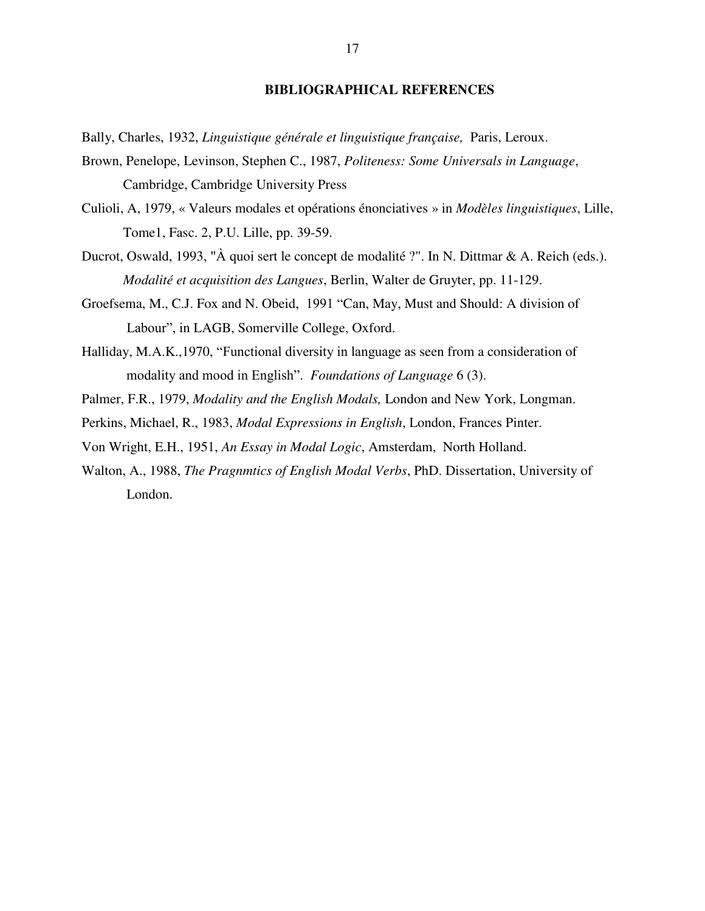## BIBLIOGRAPHICAL REFERENCES

Bally, Charles, 1932, *Linguistique générale et linguistique française,* Paris, Leroux.

Brown, Penelope, Levinson, Stephen C., 1987, *Politeness: Some Universals in Language*, Cambridge, Cambridge University Press

Culioli, A, 1979, « Valeurs modales et opérations énonciatives » in *Modèles linguistiques*, Lille, Tome1, Fasc. 2, P.U. Lille, pp. 39-59.

Ducrot, Oswald, 1993, "À quoi sert le concept de modalité ?". In N. Dittmar & A. Reich (eds.). *Modalité et acquisition des Langues*, Berlin, Walter de Gruyter, pp. 11-129.

Groefsema, M., C.J. Fox and N. Obeid, 1991 "Can, May, Must and Should: A division of Labour", in LAGB, Somerville College, Oxford.

Halliday, M.A.K.,1970, "Functional diversity in language as seen from a consideration of modality and mood in English". *Foundations of Language* 6 (3).

Palmer, F.R., 1979, *Modality and the English Modals,* London and New York, Longman.

Perkins, Michael, R., 1983, *Modal Expressions in English*, London, Frances Pinter.

Von Wright, E.H., 1951, *An Essay in Modal Logic*, Amsterdam, North Holland.

Walton, A., 1988, *The Pragnmtics of English Modal Verbs*, PhD. Dissertation, University of London.